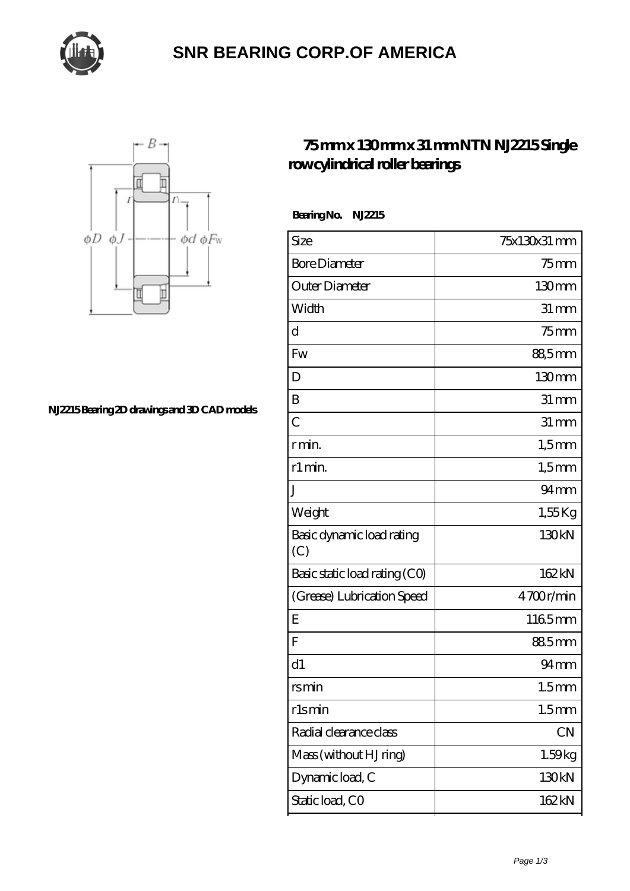# SNR BEARING CORP.OF AMERICA

## 75 mm x 130 mm x 31 mm NTN NJ2215 Single row cylindrical roller bearings

NJ2215 Bearing 2D drawings and 3D CAD models

**Bearing No. NJ2215**

| Size | 75x130x31 mm |
|---|---|
| Bore Diameter | 75 mm |
| Outer Diameter | 130 mm |
| Width | 31 mm |
| d | 75 mm |
| Fw | 88,5 mm |
| D | 130 mm |
| B | 31 mm |
| C | 31 mm |
| r min. | 1,5 mm |
| r1 min. | 1,5 mm |
| J | 94 mm |
| Weight | 1,55 Kg |
| Basic dynamic load rating (C) | 130 kN |
| Basic static load rating (C0) | 162 kN |
| (Grease) Lubrication Speed | 4 700 r/min |
| E | 116.5 mm |
| F | 88.5 mm |
| d1 | 94 mm |
| rs min | 1.5 mm |
| r1s min | 1.5 mm |
| Radial clearance class | CN |
| Mass (without HJ ring) | 1.59 kg |
| Dynamic load, C | 130 kN |
| Static load, C0 | 162 kN |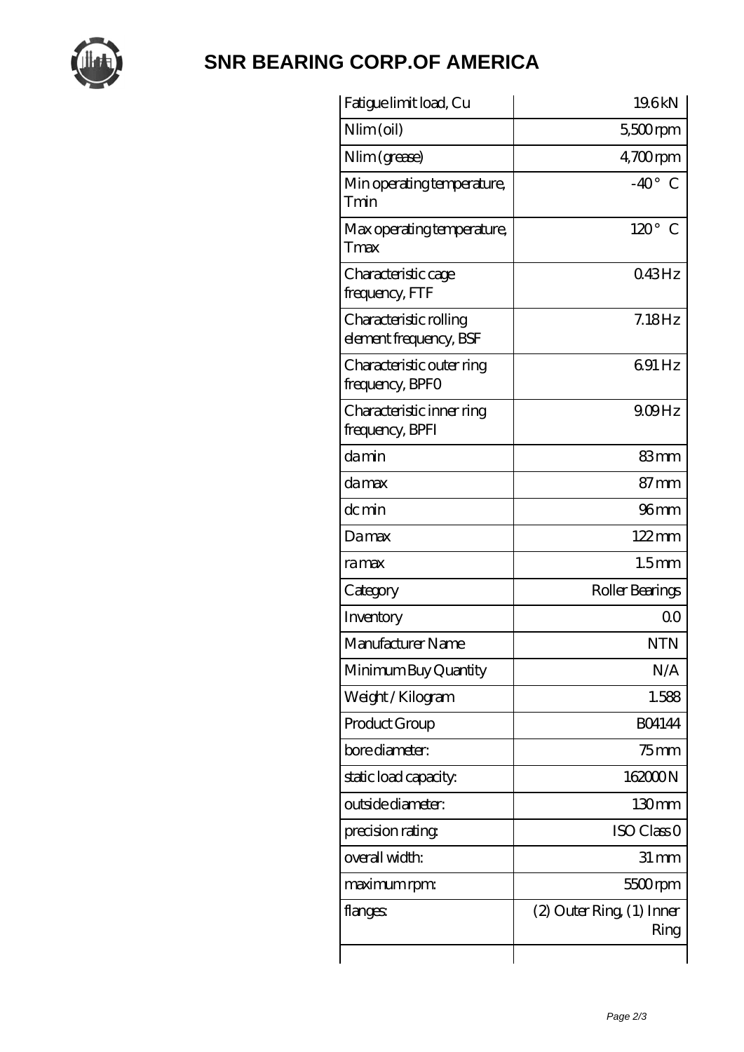# SNR BEARING CORP.OF AMERICA

| | |
|---|---|
| Fatigue limit load, Cu | 19.6 kN |
| Nlim (oil) | 5,500 rpm |
| Nlim (grease) | 4,700 rpm |
| Min operating temperature, Tmin | -40 ° C |
| Max operating temperature, Tmax | 120 ° C |
| Characteristic cage frequency, FTF | 0.43 Hz |
| Characteristic rolling element frequency, BSF | 7.18 Hz |
| Characteristic outer ring frequency, BPFO | 6.91 Hz |
| Characteristic inner ring frequency, BPFI | 9.09 Hz |
| da min | 83 mm |
| da max | 87 mm |
| dc min | 96 mm |
| Da max | 122 mm |
| ra max | 1.5 mm |
| Category | Roller Bearings |
| Inventory | 0.0 |
| Manufacturer Name | NTN |
| Minimum Buy Quantity | N/A |
| Weight / Kilogram | 1.588 |
| Product Group | B04144 |
| bore diameter: | 75 mm |
| static load capacity: | 162000 N |
| outside diameter: | 130 mm |
| precision rating: | ISO Class 0 |
| overall width: | 31 mm |
| maximum rpm: | 5500 rpm |
| flanges: | (2) Outer Ring, (1) Inner Ring |
| | |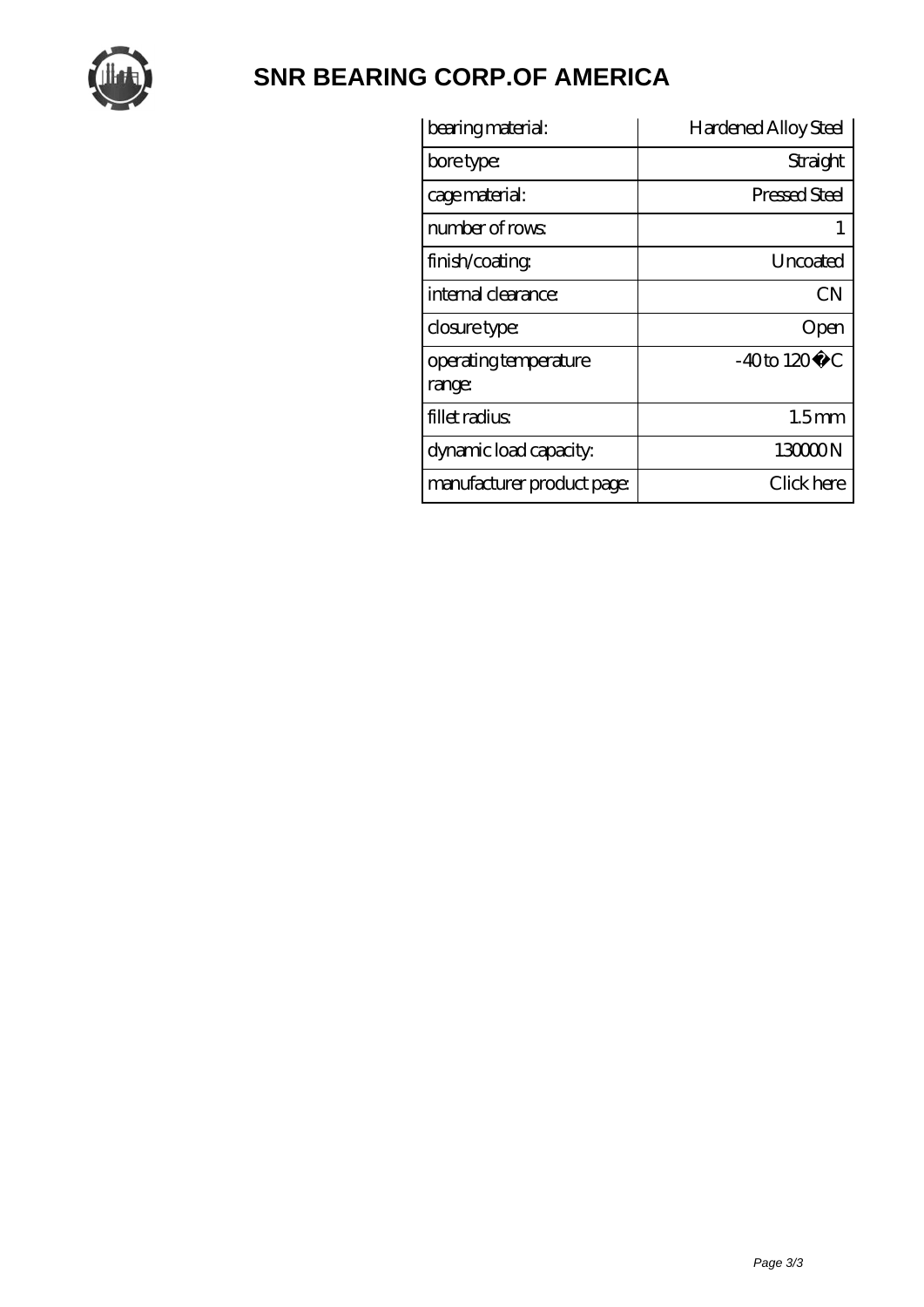# SNR BEARING CORP.OF AMERICA

| | |
|---|---|
| bearing material: | Hardened Alloy Steel |
| bore type: | Straight |
| cage material: | Pressed Steel |
| number of rows: | 1 |
| finish/coating: | Uncoated |
| internal clearance: | CN |
| closure type: | Open |
| operating temperature range: | -40 to 120�C |
| fillet radius: | 1.5 mm |
| dynamic load capacity: | 130000 N |
| manufacturer product page: | Click here |